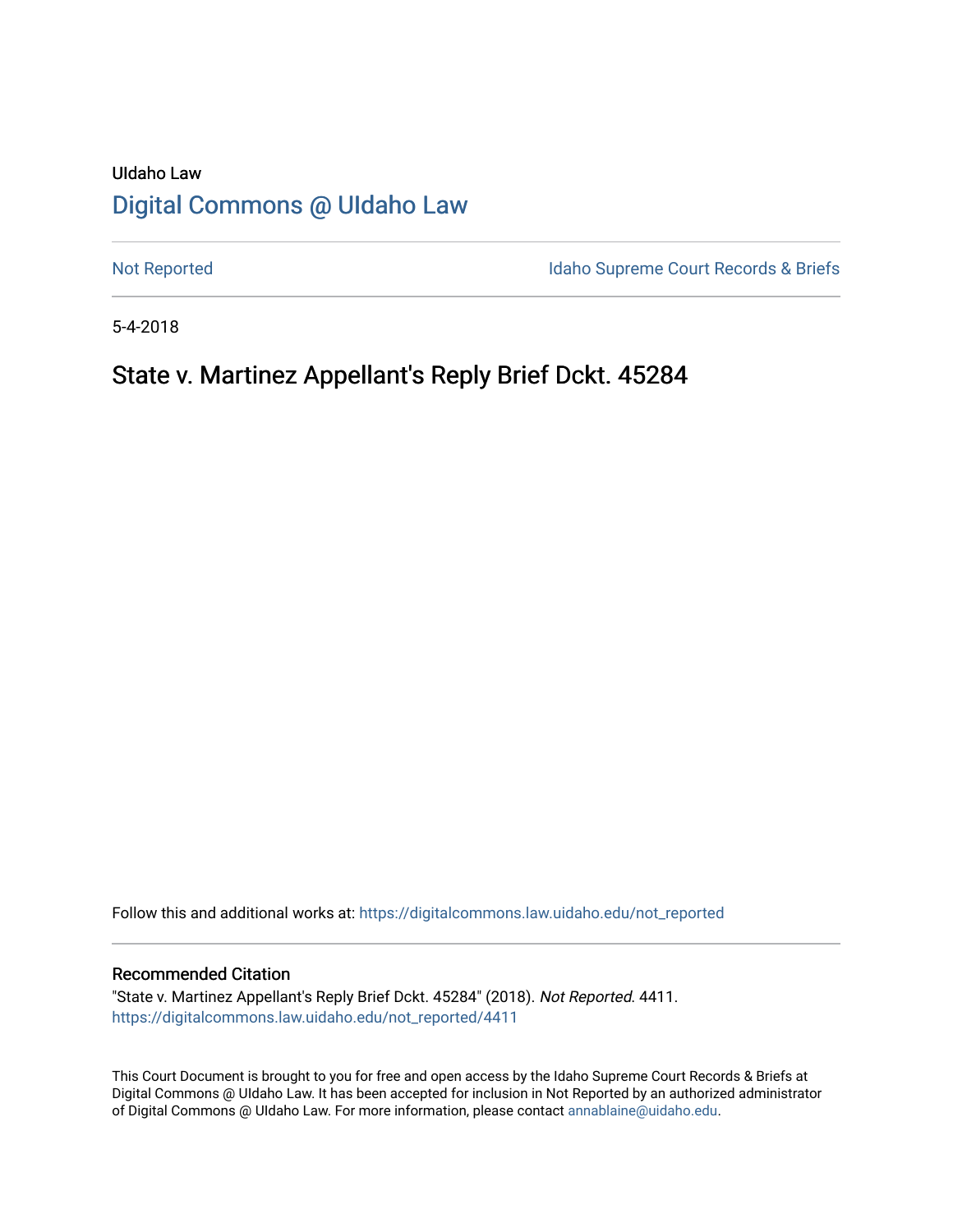UIdaho Law

# Digital Commons @ UIdaho Law

Not Reported

Idaho Supreme Court Records & Briefs

5-4-2018

## State v. Martinez Appellant's Reply Brief Dckt. 45284

Follow this and additional works at: https://digitalcommons.law.uidaho.edu/not_reported

### Recommended Citation

"State v. Martinez Appellant's Reply Brief Dckt. 45284" (2018). *Not Reported*. 4411.
https://digitalcommons.law.uidaho.edu/not_reported/4411

This Court Document is brought to you for free and open access by the Idaho Supreme Court Records & Briefs at Digital Commons @ UIdaho Law. It has been accepted for inclusion in Not Reported by an authorized administrator of Digital Commons @ UIdaho Law. For more information, please contact annablaine@uidaho.edu.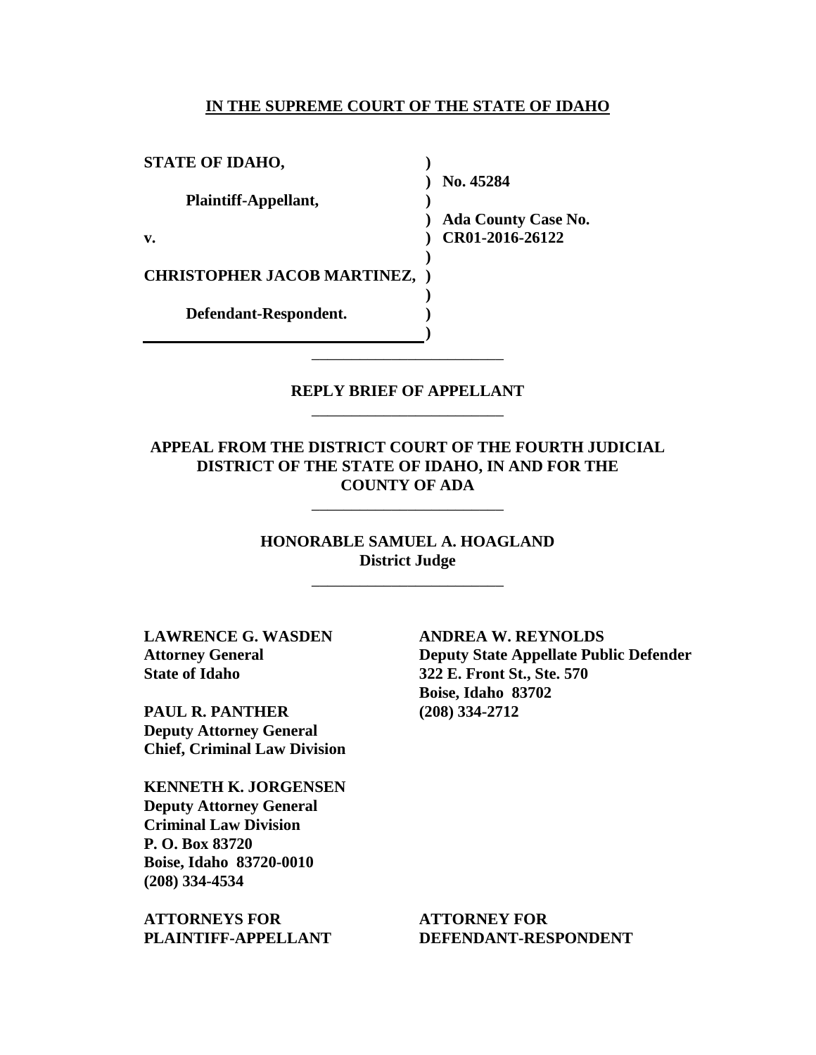**IN THE SUPREME COURT OF THE STATE OF IDAHO**

| | | |
|---|---|---|
| **STATE OF IDAHO,** | ) | |
| | ) | **No. 45284** |
| **Plaintiff-Appellant,** | ) | |
| | ) | **Ada County Case No.** |
| **v.** | ) | **CR01-2016-26122** |
| | ) | |
| **CHRISTOPHER JACOB MARTINEZ,** | ) | |
| | ) | |
| **Defendant-Respondent.** | ) | |
| | ) | |

---

**REPLY BRIEF OF APPELLANT**

---

**APPEAL FROM THE DISTRICT COURT OF THE FOURTH JUDICIAL DISTRICT OF THE STATE OF IDAHO, IN AND FOR THE COUNTY OF ADA**

---

**HONORABLE SAMUEL A. HOAGLAND**
**District Judge**

---

**LAWRENCE G. WASDEN**
**Attorney General**
**State of Idaho**

**PAUL R. PANTHER**
**Deputy Attorney General**
**Chief, Criminal Law Division**

**KENNETH K. JORGENSEN**
**Deputy Attorney General**
**Criminal Law Division**
**P. O. Box 83720**
**Boise, Idaho 83720-0010**
**(208) 334-4534**

**ATTORNEYS FOR PLAINTIFF-APPELLANT**

**ANDREA W. REYNOLDS**
**Deputy State Appellate Public Defender**
**322 E. Front St., Ste. 570**
**Boise, Idaho 83702**
**(208) 334-2712**

**ATTORNEY FOR DEFENDANT-RESPONDENT**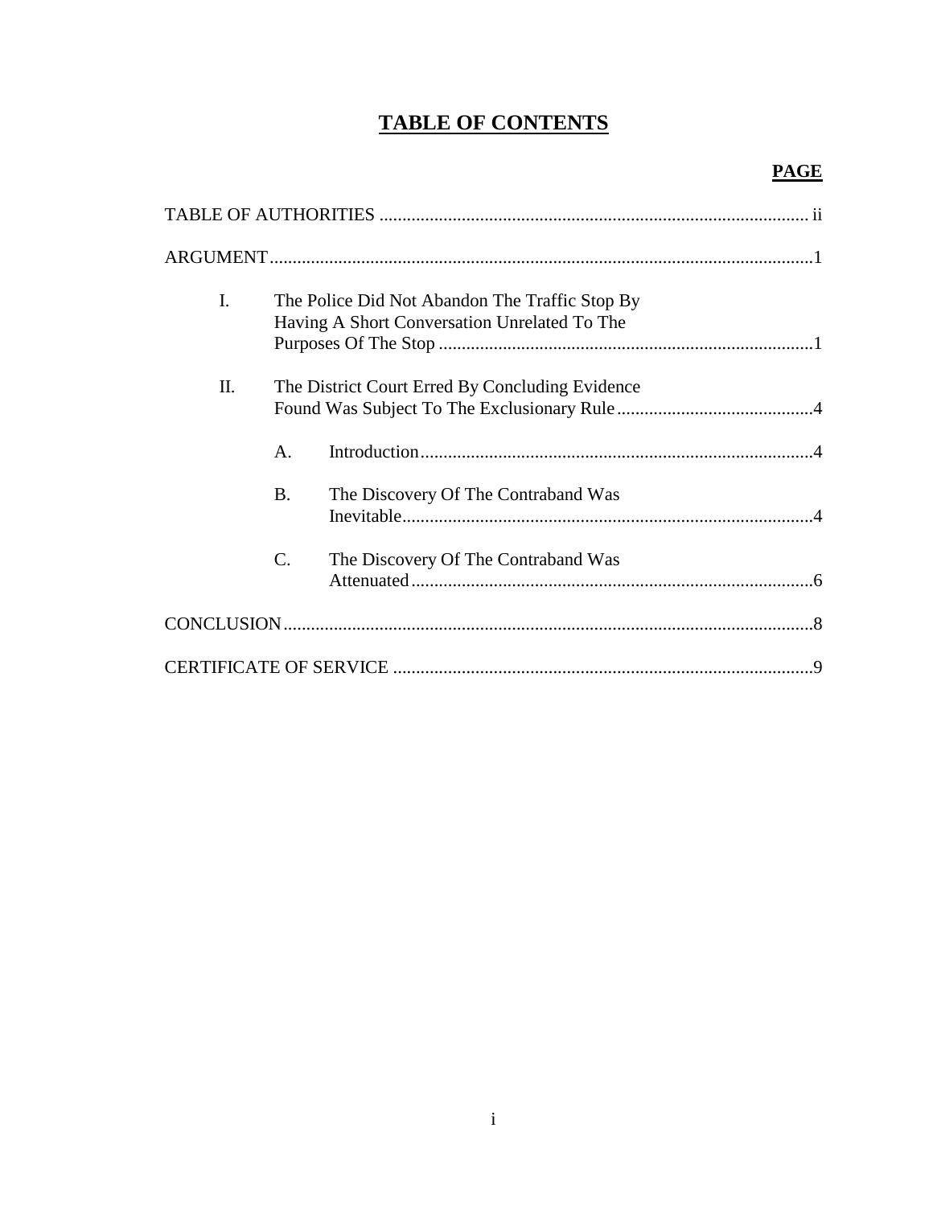# TABLE OF CONTENTS

| | PAGE |
|---|---|
| TABLE OF AUTHORITIES | ii |
| ARGUMENT | 1 |
| I. The Police Did Not Abandon The Traffic Stop By Having A Short Conversation Unrelated To The Purposes Of The Stop | 1 |
| II. The District Court Erred By Concluding Evidence Found Was Subject To The Exclusionary Rule | 4 |
| A. Introduction | 4 |
| B. The Discovery Of The Contraband Was Inevitable | 4 |
| C. The Discovery Of The Contraband Was Attenuated | 6 |
| CONCLUSION | 8 |
| CERTIFICATE OF SERVICE | 9 |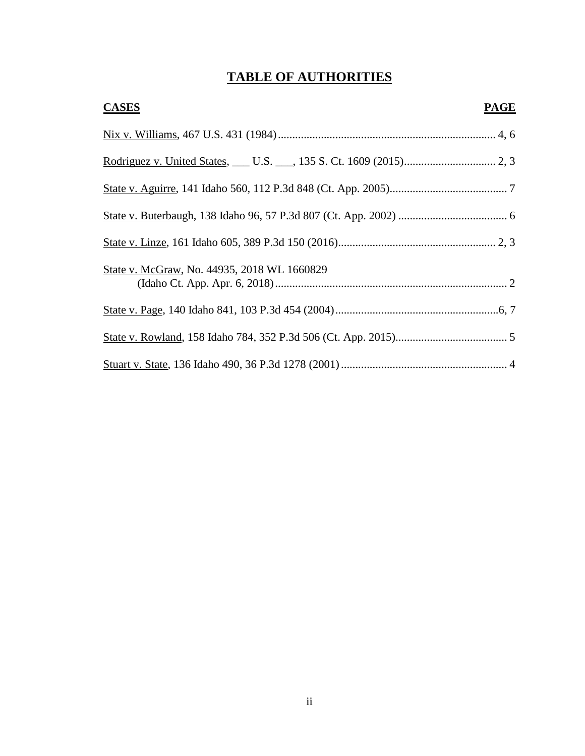# TABLE OF AUTHORITIES

| CASES | PAGE |
|---|---|
| Nix v. Williams, 467 U.S. 431 (1984) | 4, 6 |
| Rodriguez v. United States, ___ U.S. ___, 135 S. Ct. 1609 (2015) | 2, 3 |
| State v. Aguirre, 141 Idaho 560, 112 P.3d 848 (Ct. App. 2005) | 7 |
| State v. Buterbaugh, 138 Idaho 96, 57 P.3d 807 (Ct. App. 2002) | 6 |
| State v. Linze, 161 Idaho 605, 389 P.3d 150 (2016) | 2, 3 |
| State v. McGraw, No. 44935, 2018 WL 1660829 (Idaho Ct. App. Apr. 6, 2018) | 2 |
| State v. Page, 140 Idaho 841, 103 P.3d 454 (2004) | 6, 7 |
| State v. Rowland, 158 Idaho 784, 352 P.3d 506 (Ct. App. 2015) | 5 |
| Stuart v. State, 136 Idaho 490, 36 P.3d 1278 (2001) | 4 |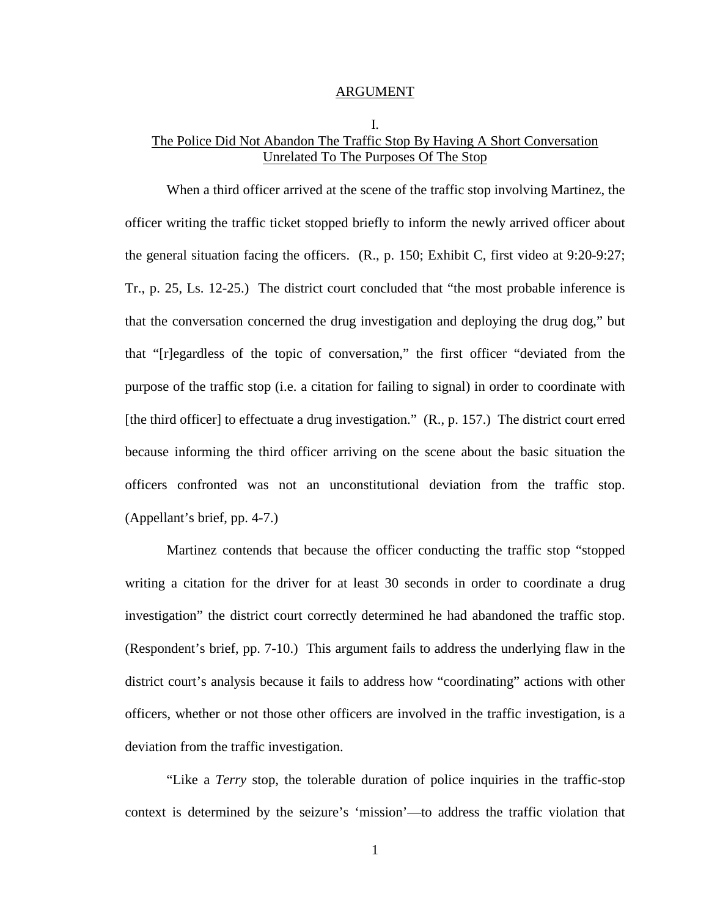## ARGUMENT

### I.
### The Police Did Not Abandon The Traffic Stop By Having A Short Conversation Unrelated To The Purposes Of The Stop

When a third officer arrived at the scene of the traffic stop involving Martinez, the officer writing the traffic ticket stopped briefly to inform the newly arrived officer about the general situation facing the officers. (R., p. 150; Exhibit C, first video at 9:20-9:27; Tr., p. 25, Ls. 12-25.) The district court concluded that "the most probable inference is that the conversation concerned the drug investigation and deploying the drug dog," but that "[r]egardless of the topic of conversation," the first officer "deviated from the purpose of the traffic stop (i.e. a citation for failing to signal) in order to coordinate with [the third officer] to effectuate a drug investigation." (R., p. 157.) The district court erred because informing the third officer arriving on the scene about the basic situation the officers confronted was not an unconstitutional deviation from the traffic stop. (Appellant's brief, pp. 4-7.)

Martinez contends that because the officer conducting the traffic stop "stopped writing a citation for the driver for at least 30 seconds in order to coordinate a drug investigation" the district court correctly determined he had abandoned the traffic stop. (Respondent's brief, pp. 7-10.) This argument fails to address the underlying flaw in the district court's analysis because it fails to address how "coordinating" actions with other officers, whether or not those other officers are involved in the traffic investigation, is a deviation from the traffic investigation.

"Like a *Terry* stop, the tolerable duration of police inquiries in the traffic-stop context is determined by the seizure's 'mission'—to address the traffic violation that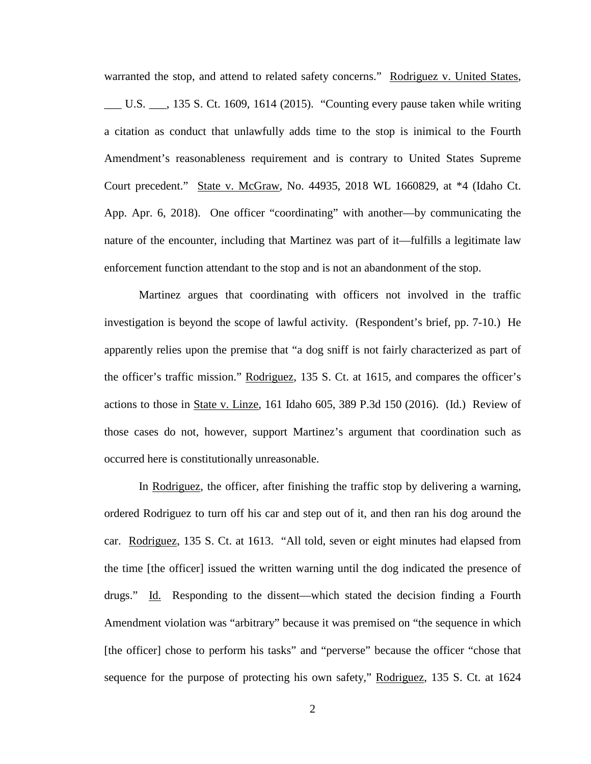warranted the stop, and attend to related safety concerns." Rodriguez v. United States, ___ U.S. ___, 135 S. Ct. 1609, 1614 (2015). "Counting every pause taken while writing a citation as conduct that unlawfully adds time to the stop is inimical to the Fourth Amendment's reasonableness requirement and is contrary to United States Supreme Court precedent." State v. McGraw, No. 44935, 2018 WL 1660829, at *4 (Idaho Ct. App. Apr. 6, 2018). One officer "coordinating" with another—by communicating the nature of the encounter, including that Martinez was part of it—fulfills a legitimate law enforcement function attendant to the stop and is not an abandonment of the stop.

Martinez argues that coordinating with officers not involved in the traffic investigation is beyond the scope of lawful activity. (Respondent's brief, pp. 7-10.) He apparently relies upon the premise that "a dog sniff is not fairly characterized as part of the officer's traffic mission." Rodriguez, 135 S. Ct. at 1615, and compares the officer's actions to those in State v. Linze, 161 Idaho 605, 389 P.3d 150 (2016). (Id.) Review of those cases do not, however, support Martinez's argument that coordination such as occurred here is constitutionally unreasonable.

In Rodriguez, the officer, after finishing the traffic stop by delivering a warning, ordered Rodriguez to turn off his car and step out of it, and then ran his dog around the car. Rodriguez, 135 S. Ct. at 1613. "All told, seven or eight minutes had elapsed from the time [the officer] issued the written warning until the dog indicated the presence of drugs." Id. Responding to the dissent—which stated the decision finding a Fourth Amendment violation was "arbitrary" because it was premised on "the sequence in which [the officer] chose to perform his tasks" and "perverse" because the officer "chose that sequence for the purpose of protecting his own safety," Rodriguez, 135 S. Ct. at 1624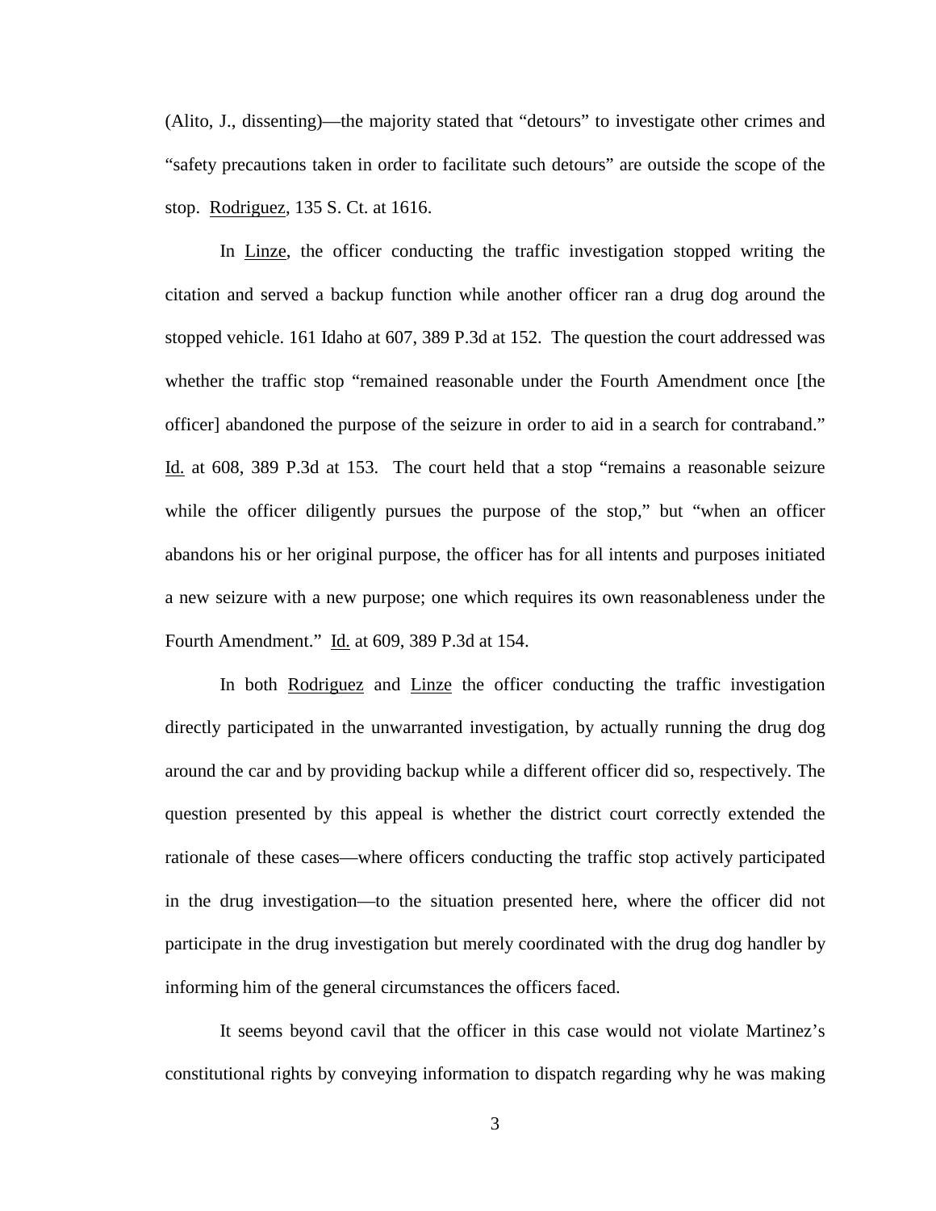(Alito, J., dissenting)—the majority stated that "detours" to investigate other crimes and "safety precautions taken in order to facilitate such detours" are outside the scope of the stop. Rodriguez, 135 S. Ct. at 1616.

In Linze, the officer conducting the traffic investigation stopped writing the citation and served a backup function while another officer ran a drug dog around the stopped vehicle. 161 Idaho at 607, 389 P.3d at 152. The question the court addressed was whether the traffic stop "remained reasonable under the Fourth Amendment once [the officer] abandoned the purpose of the seizure in order to aid in a search for contraband." Id. at 608, 389 P.3d at 153. The court held that a stop "remains a reasonable seizure while the officer diligently pursues the purpose of the stop," but "when an officer abandons his or her original purpose, the officer has for all intents and purposes initiated a new seizure with a new purpose; one which requires its own reasonableness under the Fourth Amendment." Id. at 609, 389 P.3d at 154.

In both Rodriguez and Linze the officer conducting the traffic investigation directly participated in the unwarranted investigation, by actually running the drug dog around the car and by providing backup while a different officer did so, respectively. The question presented by this appeal is whether the district court correctly extended the rationale of these cases—where officers conducting the traffic stop actively participated in the drug investigation—to the situation presented here, where the officer did not participate in the drug investigation but merely coordinated with the drug dog handler by informing him of the general circumstances the officers faced.

It seems beyond cavil that the officer in this case would not violate Martinez's constitutional rights by conveying information to dispatch regarding why he was making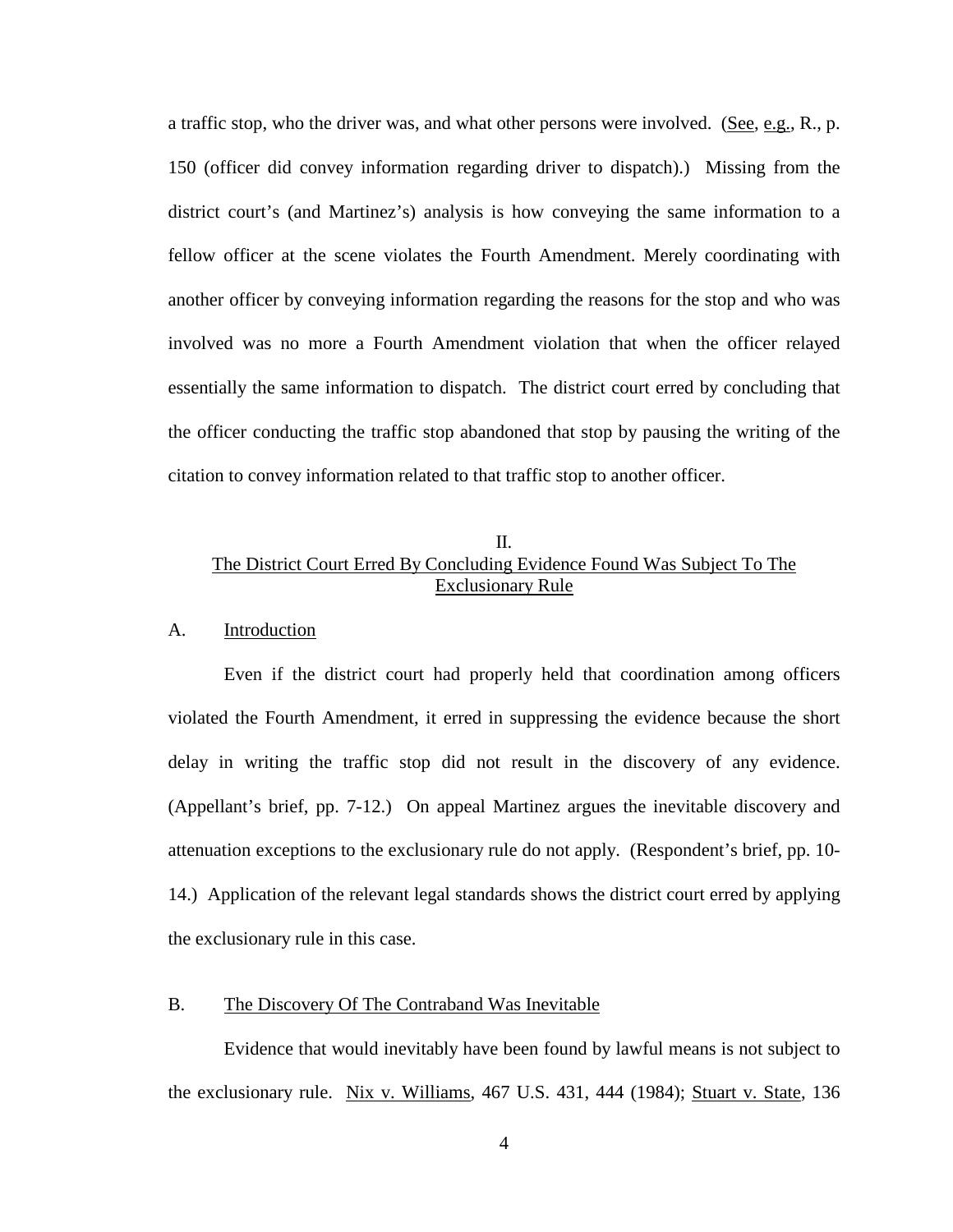a traffic stop, who the driver was, and what other persons were involved. (See, e.g., R., p. 150 (officer did convey information regarding driver to dispatch).) Missing from the district court's (and Martinez's) analysis is how conveying the same information to a fellow officer at the scene violates the Fourth Amendment. Merely coordinating with another officer by conveying information regarding the reasons for the stop and who was involved was no more a Fourth Amendment violation that when the officer relayed essentially the same information to dispatch. The district court erred by concluding that the officer conducting the traffic stop abandoned that stop by pausing the writing of the citation to convey information related to that traffic stop to another officer.

## II. The District Court Erred By Concluding Evidence Found Was Subject To The Exclusionary Rule

### A. Introduction

Even if the district court had properly held that coordination among officers violated the Fourth Amendment, it erred in suppressing the evidence because the short delay in writing the traffic stop did not result in the discovery of any evidence. (Appellant's brief, pp. 7-12.) On appeal Martinez argues the inevitable discovery and attenuation exceptions to the exclusionary rule do not apply. (Respondent's brief, pp. 10-14.) Application of the relevant legal standards shows the district court erred by applying the exclusionary rule in this case.

### B. The Discovery Of The Contraband Was Inevitable

Evidence that would inevitably have been found by lawful means is not subject to the exclusionary rule. Nix v. Williams, 467 U.S. 431, 444 (1984); Stuart v. State, 136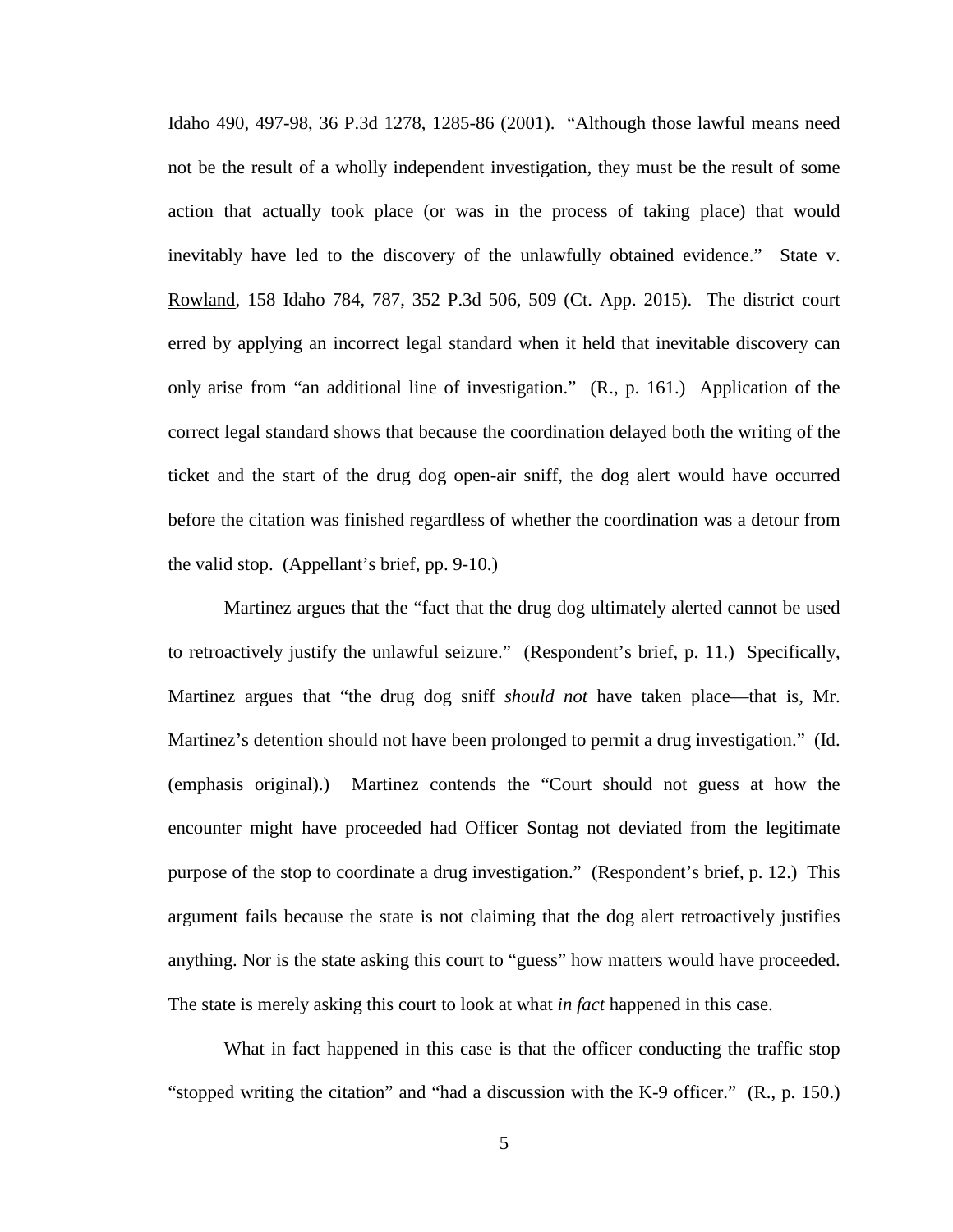Idaho 490, 497-98, 36 P.3d 1278, 1285-86 (2001). "Although those lawful means need not be the result of a wholly independent investigation, they must be the result of some action that actually took place (or was in the process of taking place) that would inevitably have led to the discovery of the unlawfully obtained evidence." State v. Rowland, 158 Idaho 784, 787, 352 P.3d 506, 509 (Ct. App. 2015). The district court erred by applying an incorrect legal standard when it held that inevitable discovery can only arise from "an additional line of investigation." (R., p. 161.) Application of the correct legal standard shows that because the coordination delayed both the writing of the ticket and the start of the drug dog open-air sniff, the dog alert would have occurred before the citation was finished regardless of whether the coordination was a detour from the valid stop. (Appellant's brief, pp. 9-10.)

Martinez argues that the "fact that the drug dog ultimately alerted cannot be used to retroactively justify the unlawful seizure." (Respondent's brief, p. 11.) Specifically, Martinez argues that "the drug dog sniff *should not* have taken place—that is, Mr. Martinez's detention should not have been prolonged to permit a drug investigation." (Id. (emphasis original).) Martinez contends the "Court should not guess at how the encounter might have proceeded had Officer Sontag not deviated from the legitimate purpose of the stop to coordinate a drug investigation." (Respondent's brief, p. 12.) This argument fails because the state is not claiming that the dog alert retroactively justifies anything. Nor is the state asking this court to "guess" how matters would have proceeded. The state is merely asking this court to look at what *in fact* happened in this case.

What in fact happened in this case is that the officer conducting the traffic stop "stopped writing the citation" and "had a discussion with the K-9 officer." (R., p. 150.)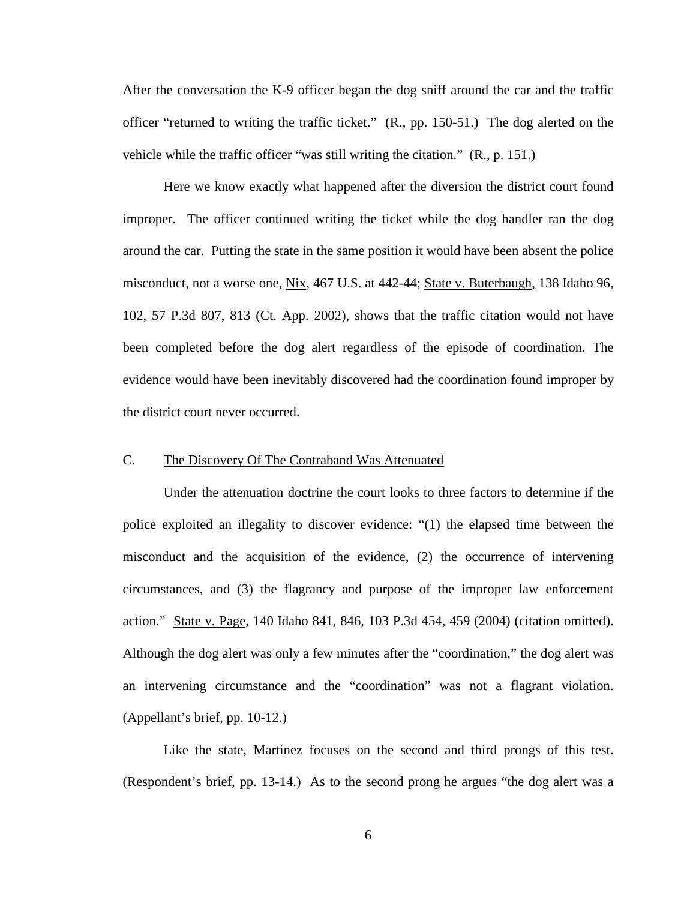After the conversation the K-9 officer began the dog sniff around the car and the traffic officer "returned to writing the traffic ticket." (R., pp. 150-51.) The dog alerted on the vehicle while the traffic officer "was still writing the citation." (R., p. 151.)

Here we know exactly what happened after the diversion the district court found improper. The officer continued writing the ticket while the dog handler ran the dog around the car. Putting the state in the same position it would have been absent the police misconduct, not a worse one, Nix, 467 U.S. at 442-44; State v. Buterbaugh, 138 Idaho 96, 102, 57 P.3d 807, 813 (Ct. App. 2002), shows that the traffic citation would not have been completed before the dog alert regardless of the episode of coordination. The evidence would have been inevitably discovered had the coordination found improper by the district court never occurred.

## C. The Discovery Of The Contraband Was Attenuated

Under the attenuation doctrine the court looks to three factors to determine if the police exploited an illegality to discover evidence: "(1) the elapsed time between the misconduct and the acquisition of the evidence, (2) the occurrence of intervening circumstances, and (3) the flagrancy and purpose of the improper law enforcement action." State v. Page, 140 Idaho 841, 846, 103 P.3d 454, 459 (2004) (citation omitted). Although the dog alert was only a few minutes after the "coordination," the dog alert was an intervening circumstance and the "coordination" was not a flagrant violation. (Appellant's brief, pp. 10-12.)

Like the state, Martinez focuses on the second and third prongs of this test. (Respondent's brief, pp. 13-14.) As to the second prong he argues "the dog alert was a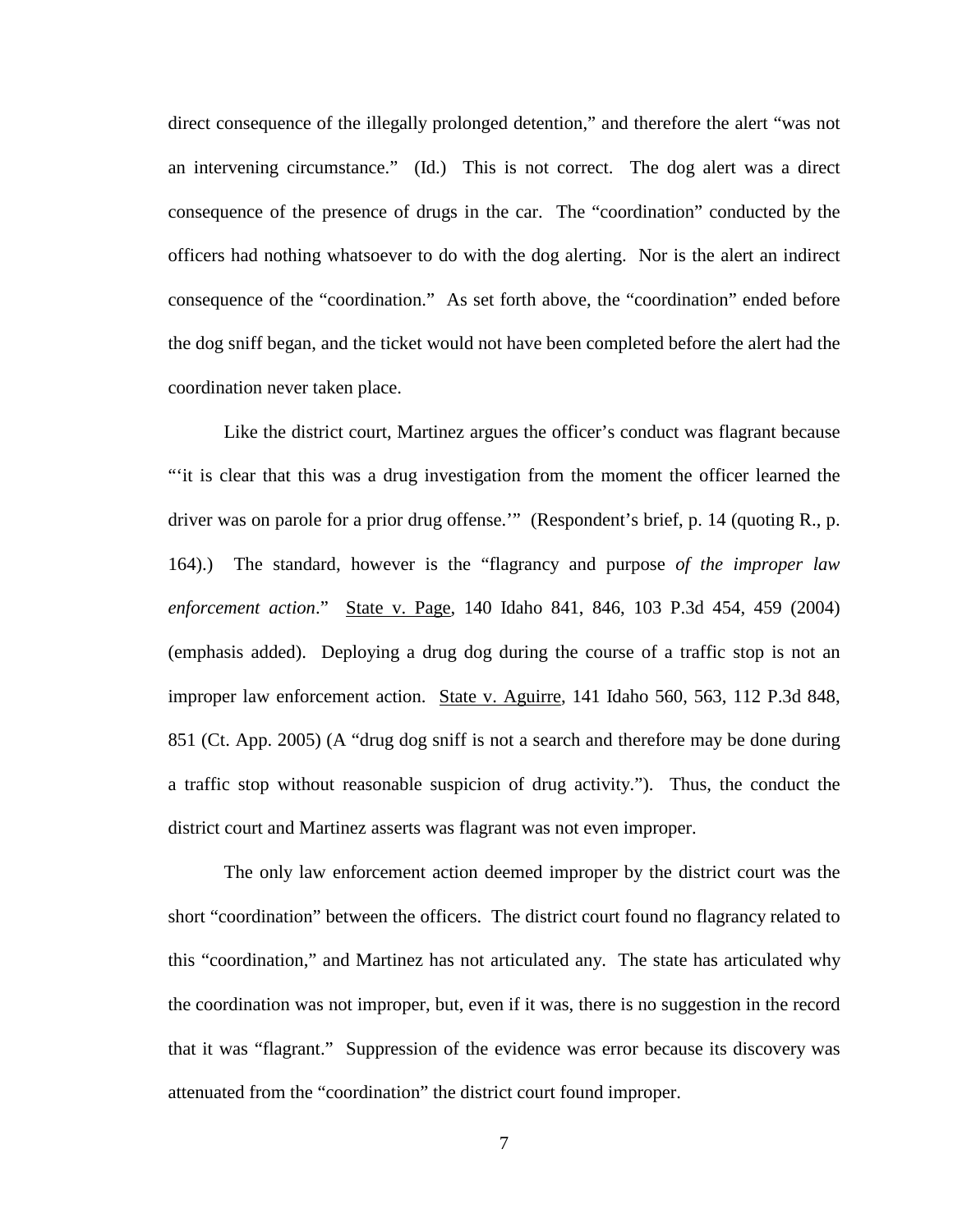direct consequence of the illegally prolonged detention," and therefore the alert "was not an intervening circumstance." (Id.) This is not correct. The dog alert was a direct consequence of the presence of drugs in the car. The "coordination" conducted by the officers had nothing whatsoever to do with the dog alerting. Nor is the alert an indirect consequence of the "coordination." As set forth above, the "coordination" ended before the dog sniff began, and the ticket would not have been completed before the alert had the coordination never taken place.

Like the district court, Martinez argues the officer's conduct was flagrant because "'it is clear that this was a drug investigation from the moment the officer learned the driver was on parole for a prior drug offense.'" (Respondent's brief, p. 14 (quoting R., p. 164).) The standard, however is the "flagrancy and purpose *of the improper law enforcement action*." State v. Page, 140 Idaho 841, 846, 103 P.3d 454, 459 (2004) (emphasis added). Deploying a drug dog during the course of a traffic stop is not an improper law enforcement action. State v. Aguirre, 141 Idaho 560, 563, 112 P.3d 848, 851 (Ct. App. 2005) (A "drug dog sniff is not a search and therefore may be done during a traffic stop without reasonable suspicion of drug activity."). Thus, the conduct the district court and Martinez asserts was flagrant was not even improper.

The only law enforcement action deemed improper by the district court was the short "coordination" between the officers. The district court found no flagrancy related to this "coordination," and Martinez has not articulated any. The state has articulated why the coordination was not improper, but, even if it was, there is no suggestion in the record that it was "flagrant." Suppression of the evidence was error because its discovery was attenuated from the "coordination" the district court found improper.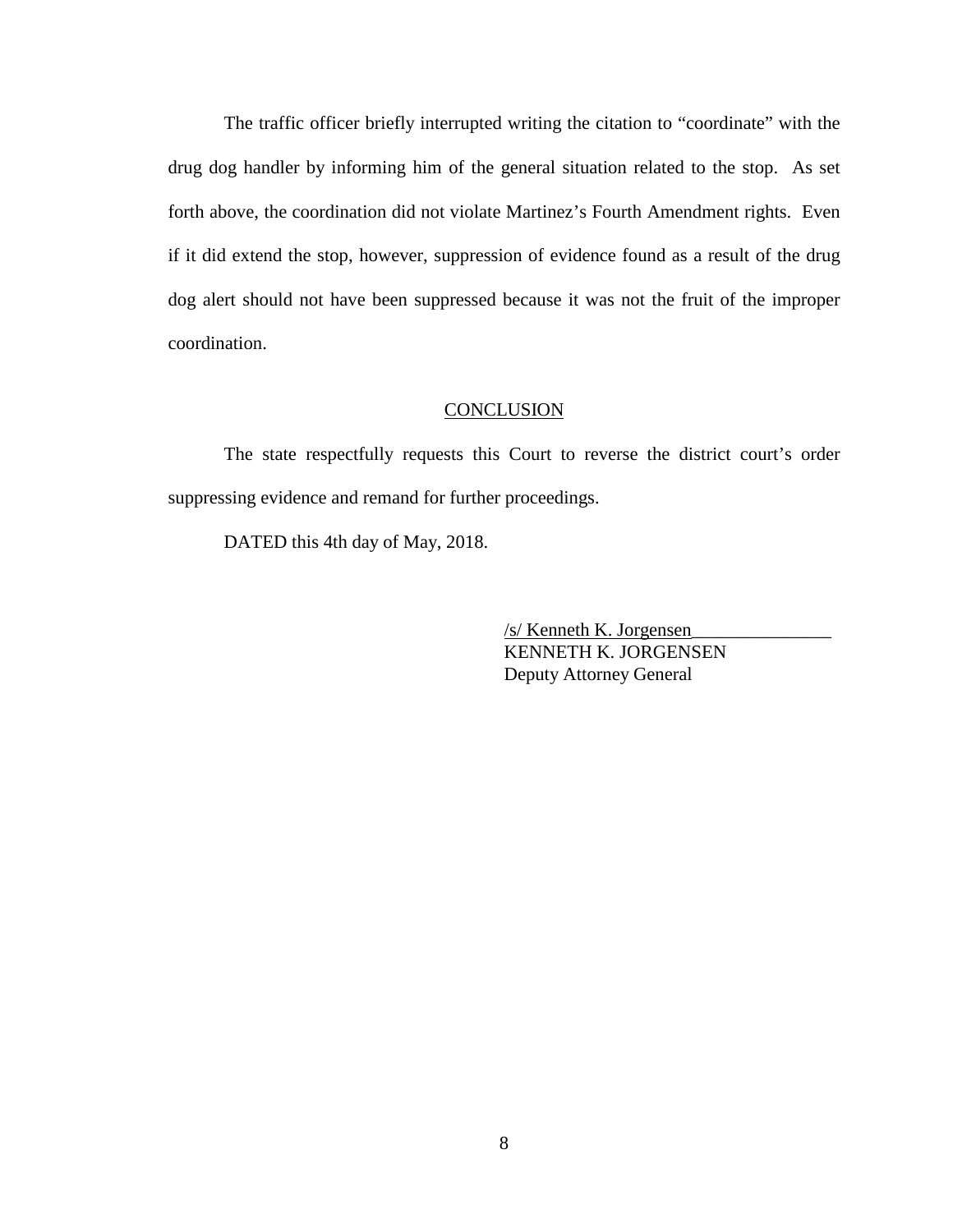The traffic officer briefly interrupted writing the citation to "coordinate" with the drug dog handler by informing him of the general situation related to the stop. As set forth above, the coordination did not violate Martinez's Fourth Amendment rights. Even if it did extend the stop, however, suppression of evidence found as a result of the drug dog alert should not have been suppressed because it was not the fruit of the improper coordination.

## CONCLUSION

The state respectfully requests this Court to reverse the district court's order suppressing evidence and remand for further proceedings.

DATED this 4th day of May, 2018.

/s/ Kenneth K. Jorgensen
KENNETH K. JORGENSEN
Deputy Attorney General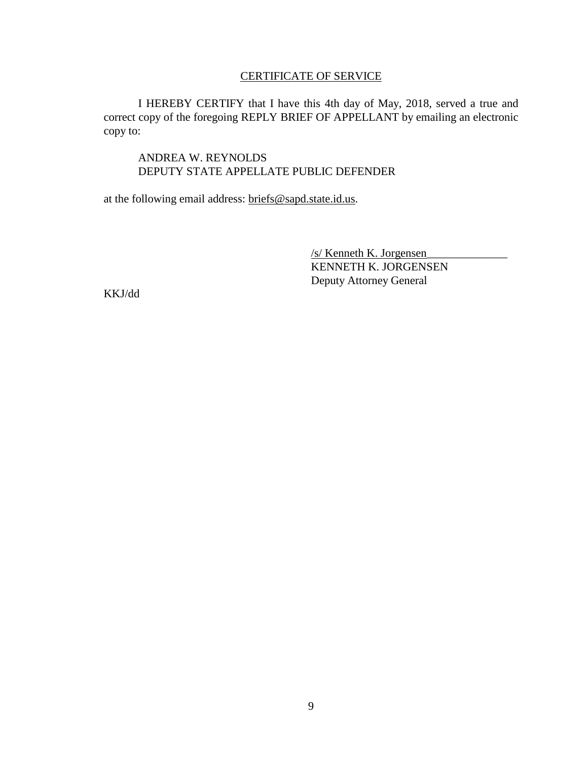## CERTIFICATE OF SERVICE

I HEREBY CERTIFY that I have this 4th day of May, 2018, served a true and correct copy of the foregoing REPLY BRIEF OF APPELLANT by emailing an electronic copy to:

ANDREA W. REYNOLDS
DEPUTY STATE APPELLATE PUBLIC DEFENDER

at the following email address: briefs@sapd.state.id.us.

/s/ Kenneth K. Jorgensen
KENNETH K. JORGENSEN
Deputy Attorney General

KKJ/dd